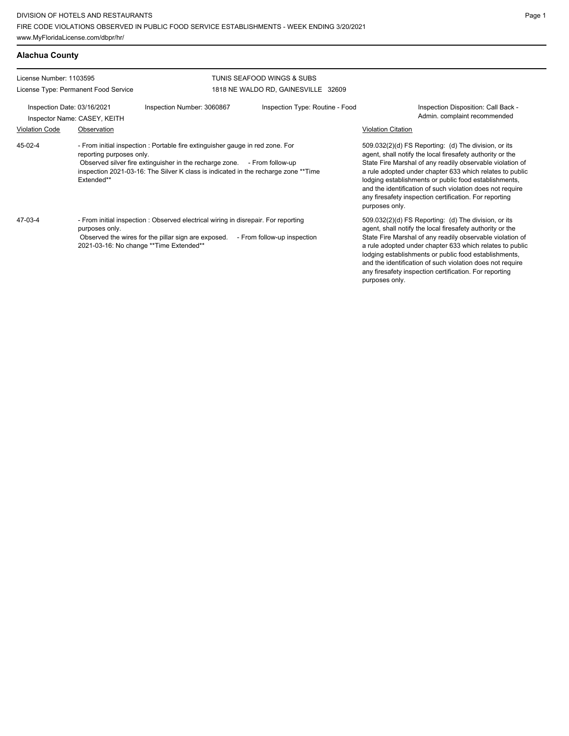DIVISION OF HOTELS AND RESTAURANTS
FIRE CODE VIOLATIONS OBSERVED IN PUBLIC FOOD SERVICE ESTABLISHMENTS - WEEK ENDING 3/20/2021
www.MyFloridaLicense.com/dbpr/hr/

## Alachua County

License Number: 1103595
License Type: Permanent Food Service

TUNIS SEAFOOD WINGS & SUBS
1818 NE WALDO RD, GAINESVILLE 32609

Inspection Date: 03/16/2021
Inspector Name: CASEY, KEITH
Inspection Number: 3060867
Inspection Type: Routine - Food
Inspection Disposition: Call Back - Admin. complaint recommended

| Violation Code | Observation | Violation Citation |
|---|---|---|
| 45-02-4 | - From initial inspection : Portable fire extinguisher gauge in red zone. For reporting purposes only. Observed silver fire extinguisher in the recharge zone. - From follow-up inspection 2021-03-16: The Silver K class is indicated in the recharge zone **Time Extended** | 509.032(2)(d) FS Reporting: (d) The division, or its agent, shall notify the local firesafety authority or the State Fire Marshal of any readily observable violation of a rule adopted under chapter 633 which relates to public lodging establishments or public food establishments, and the identification of such violation does not require any firesafety inspection certification. For reporting purposes only. |
| 47-03-4 | - From initial inspection : Observed electrical wiring in disrepair. For reporting purposes only. Observed the wires for the pillar sign are exposed. - From follow-up inspection 2021-03-16: No change **Time Extended** | 509.032(2)(d) FS Reporting: (d) The division, or its agent, shall notify the local firesafety authority or the State Fire Marshal of any readily observable violation of a rule adopted under chapter 633 which relates to public lodging establishments or public food establishments, and the identification of such violation does not require any firesafety inspection certification. For reporting purposes only. |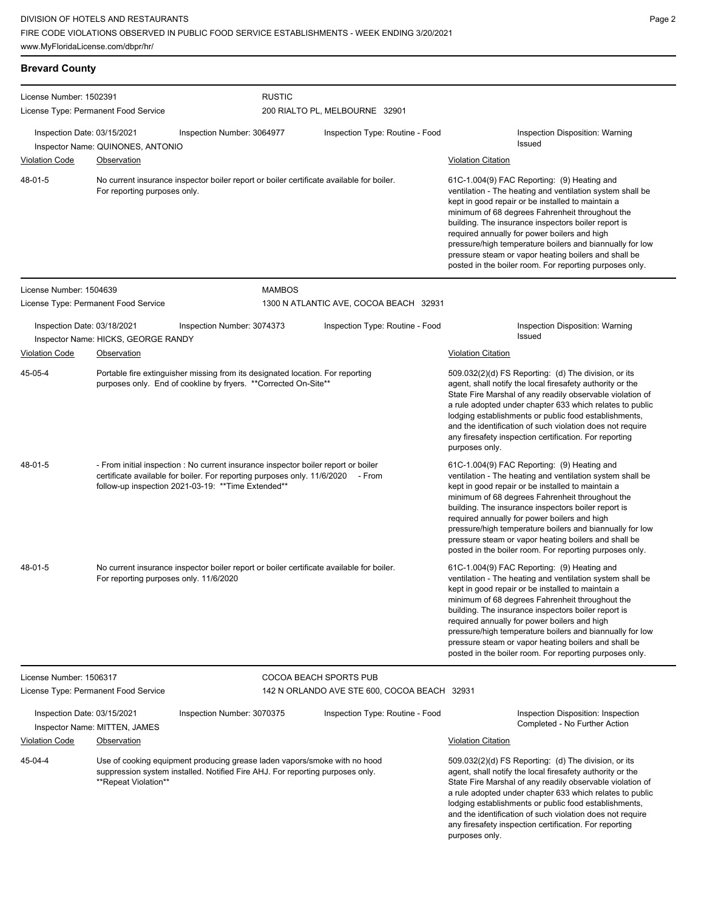## Brevard County

**License Number:** 1502391
**License Type:** Permanent Food Service

**RUSTIC**
200 RIALTO PL, MELBOURNE 32901

**Inspection Date:** 03/15/2021
**Inspection Number:** 3064977
**Inspection Type:** Routine - Food
**Inspection Disposition:** Warning Issued
**Inspector Name:** QUINONES, ANTONIO

| Violation Code | Observation | Violation Citation |
| --- | --- | --- |
| 48-01-5 | No current insurance inspector boiler report or boiler certificate available for boiler. For reporting purposes only. | 61C-1.004(9) FAC Reporting: (9) Heating and ventilation - The heating and ventilation system shall be kept in good repair or be installed to maintain a minimum of 68 degrees Fahrenheit throughout the building. The insurance inspectors boiler report is required annually for power boilers and high pressure/high temperature boilers and biannually for low pressure steam or vapor heating boilers and shall be posted in the boiler room. For reporting purposes only. |

---

**License Number:** 1504639
**License Type:** Permanent Food Service

**MAMBOS**
1300 N ATLANTIC AVE, COCOA BEACH 32931

**Inspection Date:** 03/18/2021
**Inspection Number:** 3074373
**Inspection Type:** Routine - Food
**Inspection Disposition:** Warning Issued
**Inspector Name:** HICKS, GEORGE RANDY

| Violation Code | Observation | Violation Citation |
| --- | --- | --- |
| 45-05-4 | Portable fire extinguisher missing from its designated location. For reporting purposes only. End of cookline by fryers. **Corrected On-Site** | 509.032(2)(d) FS Reporting: (d) The division, or its agent, shall notify the local firesafety authority or the State Fire Marshal of any readily observable violation of a rule adopted under chapter 633 which relates to public lodging establishments or public food establishments, and the identification of such violation does not require any firesafety inspection certification. For reporting purposes only. |
| 48-01-5 | - From initial inspection : No current insurance inspector boiler report or boiler certificate available for boiler. For reporting purposes only. 11/6/2020 - From follow-up inspection 2021-03-19: **Time Extended** | 61C-1.004(9) FAC Reporting: (9) Heating and ventilation - The heating and ventilation system shall be kept in good repair or be installed to maintain a minimum of 68 degrees Fahrenheit throughout the building. The insurance inspectors boiler report is required annually for power boilers and high pressure/high temperature boilers and biannually for low pressure steam or vapor heating boilers and shall be posted in the boiler room. For reporting purposes only. |
| 48-01-5 | No current insurance inspector boiler report or boiler certificate available for boiler. For reporting purposes only. 11/6/2020 | 61C-1.004(9) FAC Reporting: (9) Heating and ventilation - The heating and ventilation system shall be kept in good repair or be installed to maintain a minimum of 68 degrees Fahrenheit throughout the building. The insurance inspectors boiler report is required annually for power boilers and high pressure/high temperature boilers and biannually for low pressure steam or vapor heating boilers and shall be posted in the boiler room. For reporting purposes only. |

---

**License Number:** 1506317
**License Type:** Permanent Food Service

**COCOA BEACH SPORTS PUB**
142 N ORLANDO AVE STE 600, COCOA BEACH 32931

**Inspection Date:** 03/15/2021
**Inspection Number:** 3070375
**Inspection Type:** Routine - Food
**Inspection Disposition:** Inspection Completed - No Further Action
**Inspector Name:** MITTEN, JAMES

| Violation Code | Observation | Violation Citation |
| --- | --- | --- |
| 45-04-4 | Use of cooking equipment producing grease laden vapors/smoke with no hood suppression system installed. Notified Fire AHJ. For reporting purposes only. **Repeat Violation** | 509.032(2)(d) FS Reporting: (d) The division, or its agent, shall notify the local firesafety authority or the State Fire Marshal of any readily observable violation of a rule adopted under chapter 633 which relates to public lodging establishments or public food establishments, and the identification of such violation does not require any firesafety inspection certification. For reporting purposes only. |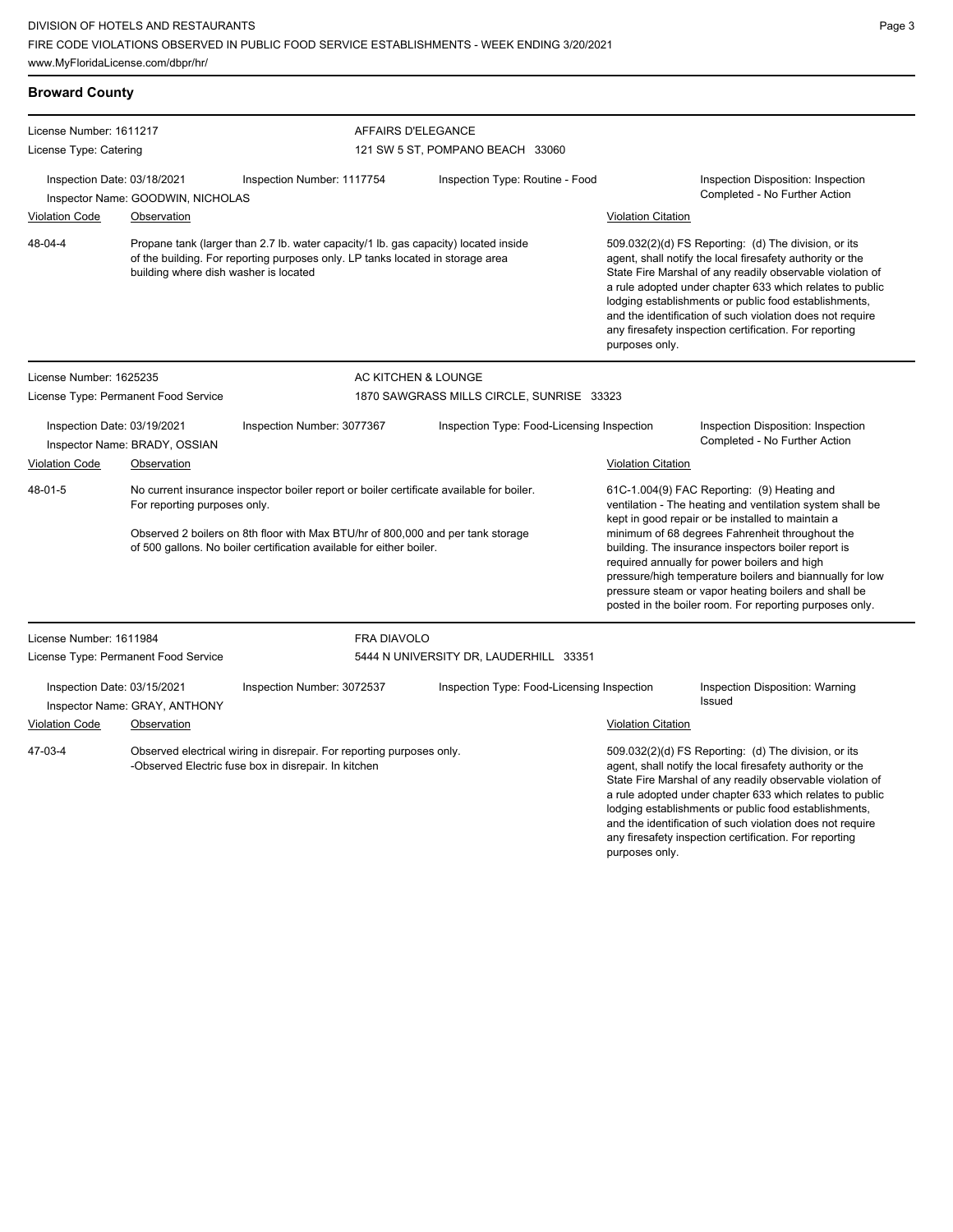## Broward County

**License Number:** 1611217
**License Type:** Catering

**AFFAIRS D'ELEGANCE**
121 SW 5 ST, POMPANO BEACH 33060

Inspection Date: 03/18/2021
Inspector Name: GOODWIN, NICHOLAS
Inspection Number: 1117754
Inspection Type: Routine - Food
Inspection Disposition: Inspection Completed - No Further Action

| Violation Code | Observation | Violation Citation |
|---|---|---|
| 48-04-4 | Propane tank (larger than 2.7 lb. water capacity/1 lb. gas capacity) located inside of the building. For reporting purposes only. LP tanks located in storage area building where dish washer is located | 509.032(2)(d) FS Reporting: (d) The division, or its agent, shall notify the local firesafety authority or the State Fire Marshal of any readily observable violation of a rule adopted under chapter 633 which relates to public lodging establishments or public food establishments, and the identification of such violation does not require any firesafety inspection certification. For reporting purposes only. |

**License Number:** 1625235
**License Type:** Permanent Food Service

**AC KITCHEN & LOUNGE**
1870 SAWGRASS MILLS CIRCLE, SUNRISE 33323

Inspection Date: 03/19/2021
Inspector Name: BRADY, OSSIAN
Inspection Number: 3077367
Inspection Type: Food-Licensing Inspection
Inspection Disposition: Inspection Completed - No Further Action

| Violation Code | Observation | Violation Citation |
|---|---|---|
| 48-01-5 | No current insurance inspector boiler report or boiler certificate available for boiler. For reporting purposes only.<br><br>Observed 2 boilers on 8th floor with Max BTU/hr of 800,000 and per tank storage of 500 gallons. No boiler certification available for either boiler. | 61C-1.004(9) FAC Reporting: (9) Heating and ventilation - The heating and ventilation system shall be kept in good repair or be installed to maintain a minimum of 68 degrees Fahrenheit throughout the building. The insurance inspectors boiler report is required annually for power boilers and high pressure/high temperature boilers and biannually for low pressure steam or vapor heating boilers and shall be posted in the boiler room. For reporting purposes only. |

**License Number:** 1611984
**License Type:** Permanent Food Service

**FRA DIAVOLO**
5444 N UNIVERSITY DR, LAUDERHILL 33351

Inspection Date: 03/15/2021
Inspector Name: GRAY, ANTHONY
Inspection Number: 3072537
Inspection Type: Food-Licensing Inspection
Inspection Disposition: Warning Issued

| Violation Code | Observation | Violation Citation |
|---|---|---|
| 47-03-4 | Observed electrical wiring in disrepair. For reporting purposes only.<br>-Observed Electric fuse box in disrepair. In kitchen | 509.032(2)(d) FS Reporting: (d) The division, or its agent, shall notify the local firesafety authority or the State Fire Marshal of any readily observable violation of a rule adopted under chapter 633 which relates to public lodging establishments or public food establishments, and the identification of such violation does not require any firesafety inspection certification. For reporting purposes only. |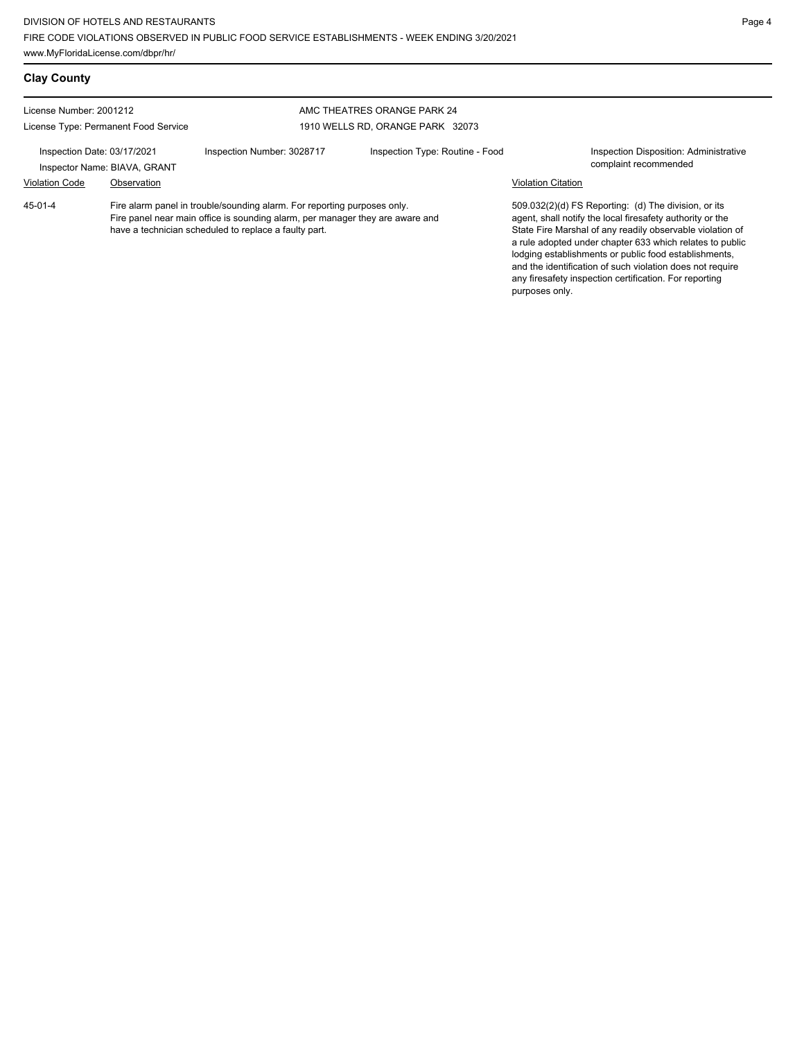## Clay County

License Number: 2001212
License Type: Permanent Food Service

AMC THEATRES ORANGE PARK 24
1910 WELLS RD, ORANGE PARK 32073

Inspection Date: 03/17/2021
Inspector Name: BIAVA, GRANT
Inspection Number: 3028717
Inspection Type: Routine - Food
Inspection Disposition: Administrative complaint recommended

| Violation Code | Observation | Violation Citation |
|---|---|---|
| 45-01-4 | Fire alarm panel in trouble/sounding alarm. For reporting purposes only. Fire panel near main office is sounding alarm, per manager they are aware and have a technician scheduled to replace a faulty part. | 509.032(2)(d) FS Reporting: (d) The division, or its agent, shall notify the local firesafety authority or the State Fire Marshal of any readily observable violation of a rule adopted under chapter 633 which relates to public lodging establishments or public food establishments, and the identification of such violation does not require any firesafety inspection certification. For reporting purposes only. |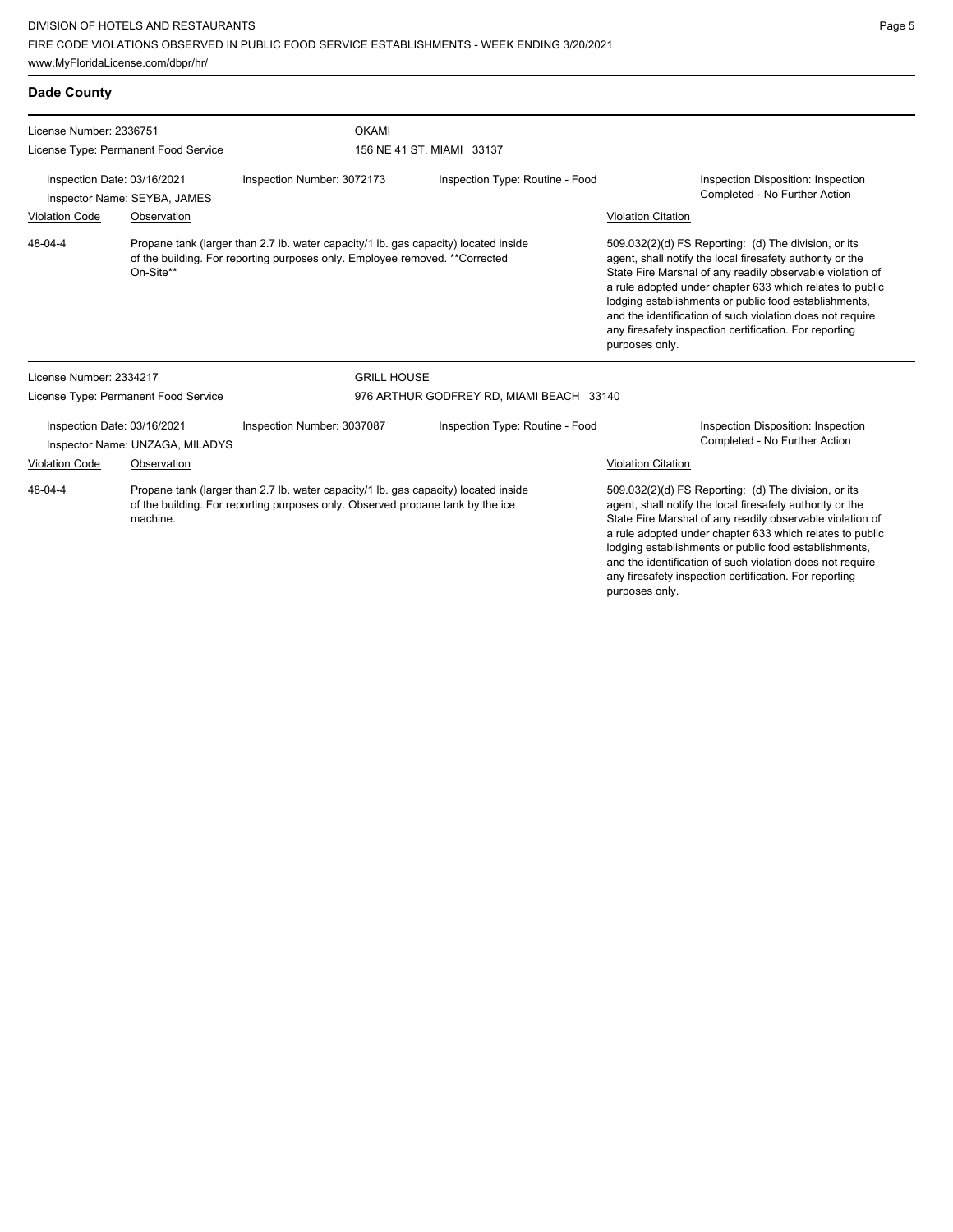## Dade County

License Number: 2336751

License Type: Permanent Food Service

**OKAMI**

156 NE 41 ST, MIAMI 33137

Inspection Date: 03/16/2021 | Inspection Number: 3072173 | Inspection Type: Routine - Food | Inspection Disposition: Inspection Completed - No Further Action

Inspector Name: SEYBA, JAMES

| Violation Code | Observation | Violation Citation |
|---|---|---|
| 48-04-4 | Propane tank (larger than 2.7 lb. water capacity/1 lb. gas capacity) located inside of the building. For reporting purposes only. Employee removed. **Corrected On-Site** | 509.032(2)(d) FS Reporting: (d) The division, or its agent, shall notify the local firesafety authority or the State Fire Marshal of any readily observable violation of a rule adopted under chapter 633 which relates to public lodging establishments or public food establishments, and the identification of such violation does not require any firesafety inspection certification. For reporting purposes only. |

License Number: 2334217

License Type: Permanent Food Service

**GRILL HOUSE**

976 ARTHUR GODFREY RD, MIAMI BEACH 33140

Inspection Date: 03/16/2021 | Inspection Number: 3037087 | Inspection Type: Routine - Food | Inspection Disposition: Inspection Completed - No Further Action

Inspector Name: UNZAGA, MILADYS

| Violation Code | Observation | Violation Citation |
|---|---|---|
| 48-04-4 | Propane tank (larger than 2.7 lb. water capacity/1 lb. gas capacity) located inside of the building. For reporting purposes only. Observed propane tank by the ice machine. | 509.032(2)(d) FS Reporting: (d) The division, or its agent, shall notify the local firesafety authority or the State Fire Marshal of any readily observable violation of a rule adopted under chapter 633 which relates to public lodging establishments or public food establishments, and the identification of such violation does not require any firesafety inspection certification. For reporting purposes only. |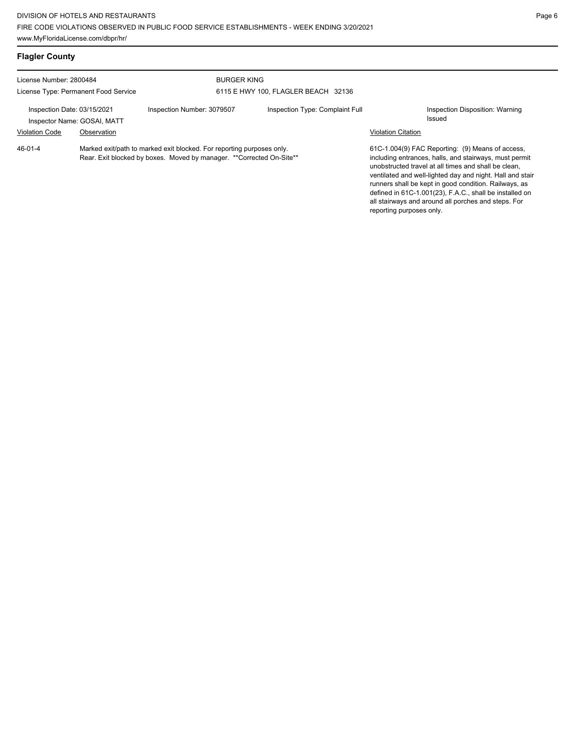## Flagler County

License Number: 2800484
License Type: Permanent Food Service

BURGER KING
6115 E HWY 100, FLAGLER BEACH 32136

Inspection Date: 03/15/2021
Inspector Name: GOSAI, MATT

Inspection Number: 3079507

Inspection Type: Complaint Full

Inspection Disposition: Warning Issued

| Violation Code | Observation | Violation Citation |
|---|---|---|
| 46-01-4 | Marked exit/path to marked exit blocked. For reporting purposes only. Rear. Exit blocked by boxes. Moved by manager. **Corrected On-Site** | 61C-1.004(9) FAC Reporting: (9) Means of access, including entrances, halls, and stairways, must permit unobstructed travel at all times and shall be clean, ventilated and well-lighted day and night. Hall and stair runners shall be kept in good condition. Railways, as defined in 61C-1.001(23), F.A.C., shall be installed on all stairways and around all porches and steps. For reporting purposes only. |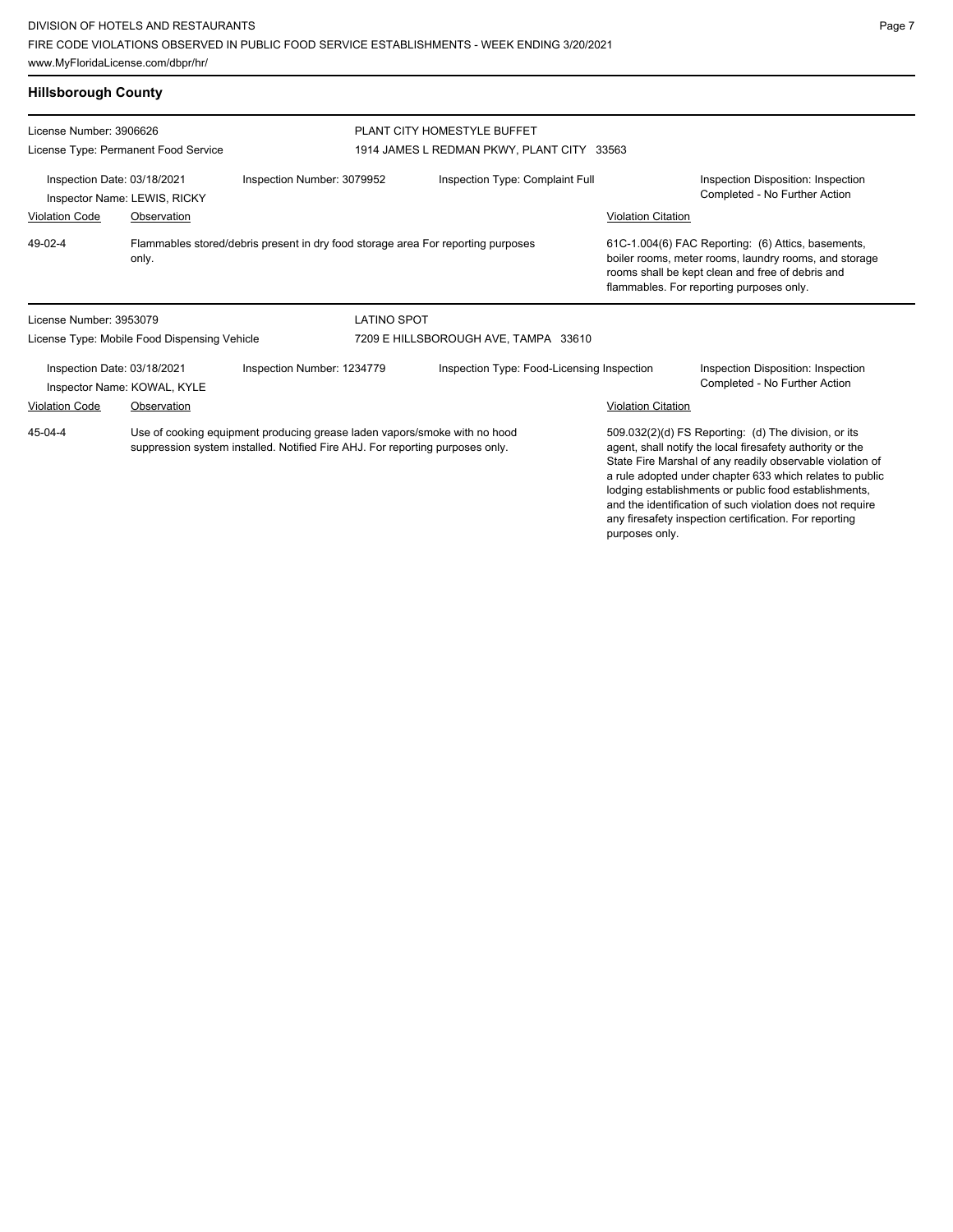## Hillsborough County

**License Number:** 3906626
**License Type:** Permanent Food Service

**PLANT CITY HOMESTYLE BUFFET**
1914 JAMES L REDMAN PKWY, PLANT CITY 33563

**Inspection Date:** 03/18/2021
**Inspector Name:** LEWIS, RICKY
**Inspection Number:** 3079952
**Inspection Type:** Complaint Full
**Inspection Disposition:** Inspection Completed - No Further Action

| Violation Code | Observation | Violation Citation |
| --- | --- | --- |
| 49-02-4 | Flammables stored/debris present in dry food storage area For reporting purposes only. | 61C-1.004(6) FAC Reporting: (6) Attics, basements, boiler rooms, meter rooms, laundry rooms, and storage rooms shall be kept clean and free of debris and flammables. For reporting purposes only. |

---

**License Number:** 3953079
**License Type:** Mobile Food Dispensing Vehicle

**LATINO SPOT**
7209 E HILLSBOROUGH AVE, TAMPA 33610

**Inspection Date:** 03/18/2021
**Inspector Name:** KOWAL, KYLE
**Inspection Number:** 1234779
**Inspection Type:** Food-Licensing Inspection
**Inspection Disposition:** Inspection Completed - No Further Action

| Violation Code | Observation | Violation Citation |
| --- | --- | --- |
| 45-04-4 | Use of cooking equipment producing grease laden vapors/smoke with no hood suppression system installed. Notified Fire AHJ. For reporting purposes only. | 509.032(2)(d) FS Reporting: (d) The division, or its agent, shall notify the local firesafety authority or the State Fire Marshal of any readily observable violation of a rule adopted under chapter 633 which relates to public lodging establishments or public food establishments, and the identification of such violation does not require any firesafety inspection certification. For reporting purposes only. |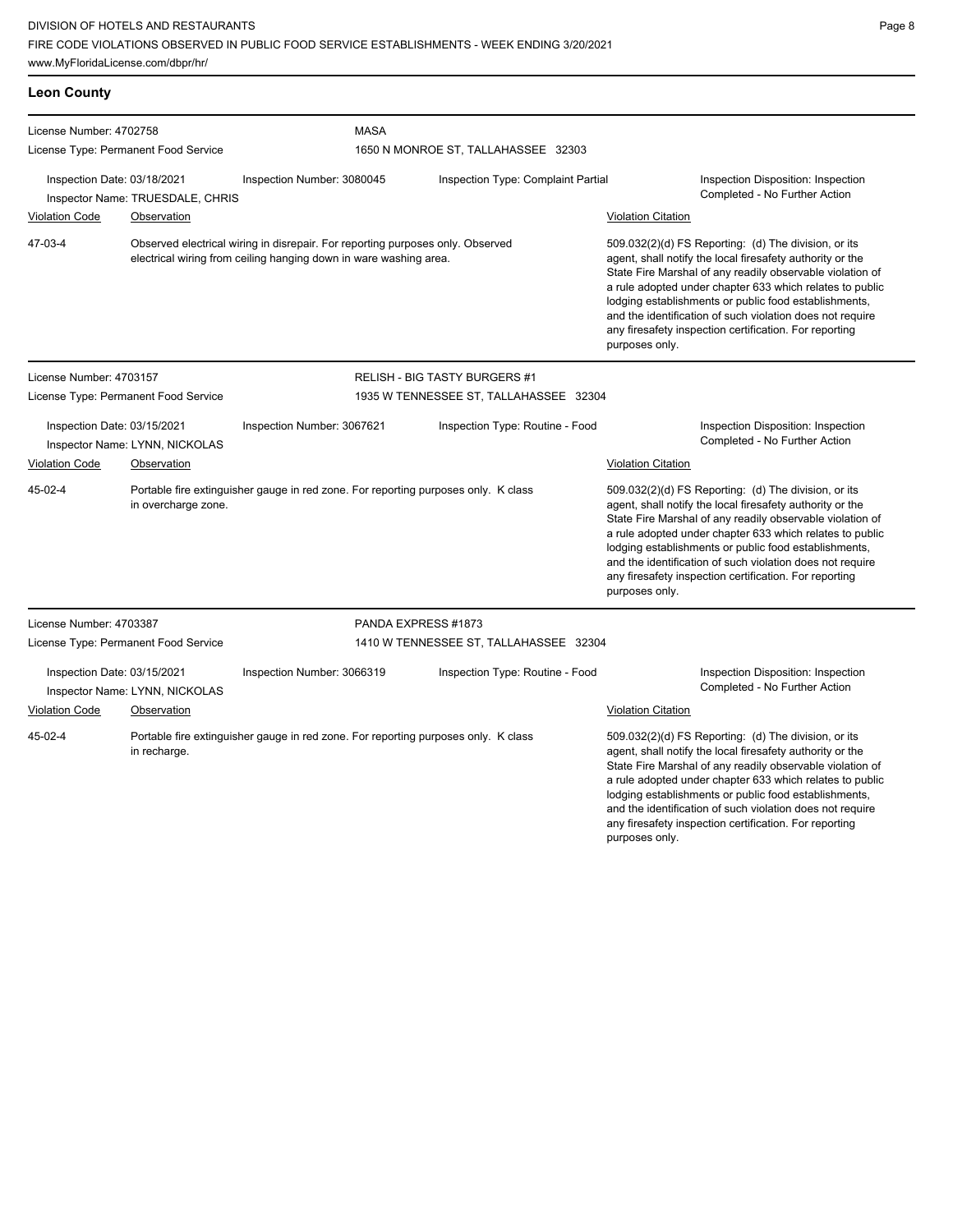## Leon County

**License Number:** 4702758
**License Type:** Permanent Food Service
**MASA**
1650 N MONROE ST, TALLAHASSEE 32303

**Inspection Date:** 03/18/2021
**Inspector Name:** TRUESDALE, CHRIS
**Inspection Number:** 3080045
**Inspection Type:** Complaint Partial
**Inspection Disposition:** Inspection Completed - No Further Action

| Violation Code | Observation | Violation Citation |
| --- | --- | --- |
| 47-03-4 | Observed electrical wiring in disrepair. For reporting purposes only. Observed electrical wiring from ceiling hanging down in ware washing area. | 509.032(2)(d) FS Reporting: (d) The division, or its agent, shall notify the local firesafety authority or the State Fire Marshal of any readily observable violation of a rule adopted under chapter 633 which relates to public lodging establishments or public food establishments, and the identification of such violation does not require any firesafety inspection certification. For reporting purposes only. |

---

**License Number:** 4703157
**License Type:** Permanent Food Service
**RELISH - BIG TASTY BURGERS #1**
1935 W TENNESSEE ST, TALLAHASSEE 32304

**Inspection Date:** 03/15/2021
**Inspector Name:** LYNN, NICKOLAS
**Inspection Number:** 3067621
**Inspection Type:** Routine - Food
**Inspection Disposition:** Inspection Completed - No Further Action

| Violation Code | Observation | Violation Citation |
| --- | --- | --- |
| 45-02-4 | Portable fire extinguisher gauge in red zone. For reporting purposes only. K class in overcharge zone. | 509.032(2)(d) FS Reporting: (d) The division, or its agent, shall notify the local firesafety authority or the State Fire Marshal of any readily observable violation of a rule adopted under chapter 633 which relates to public lodging establishments or public food establishments, and the identification of such violation does not require any firesafety inspection certification. For reporting purposes only. |

---

**License Number:** 4703387
**License Type:** Permanent Food Service
**PANDA EXPRESS #1873**
1410 W TENNESSEE ST, TALLAHASSEE 32304

**Inspection Date:** 03/15/2021
**Inspector Name:** LYNN, NICKOLAS
**Inspection Number:** 3066319
**Inspection Type:** Routine - Food
**Inspection Disposition:** Inspection Completed - No Further Action

| Violation Code | Observation | Violation Citation |
| --- | --- | --- |
| 45-02-4 | Portable fire extinguisher gauge in red zone. For reporting purposes only. K class in recharge. | 509.032(2)(d) FS Reporting: (d) The division, or its agent, shall notify the local firesafety authority or the State Fire Marshal of any readily observable violation of a rule adopted under chapter 633 which relates to public lodging establishments or public food establishments, and the identification of such violation does not require any firesafety inspection certification. For reporting purposes only. |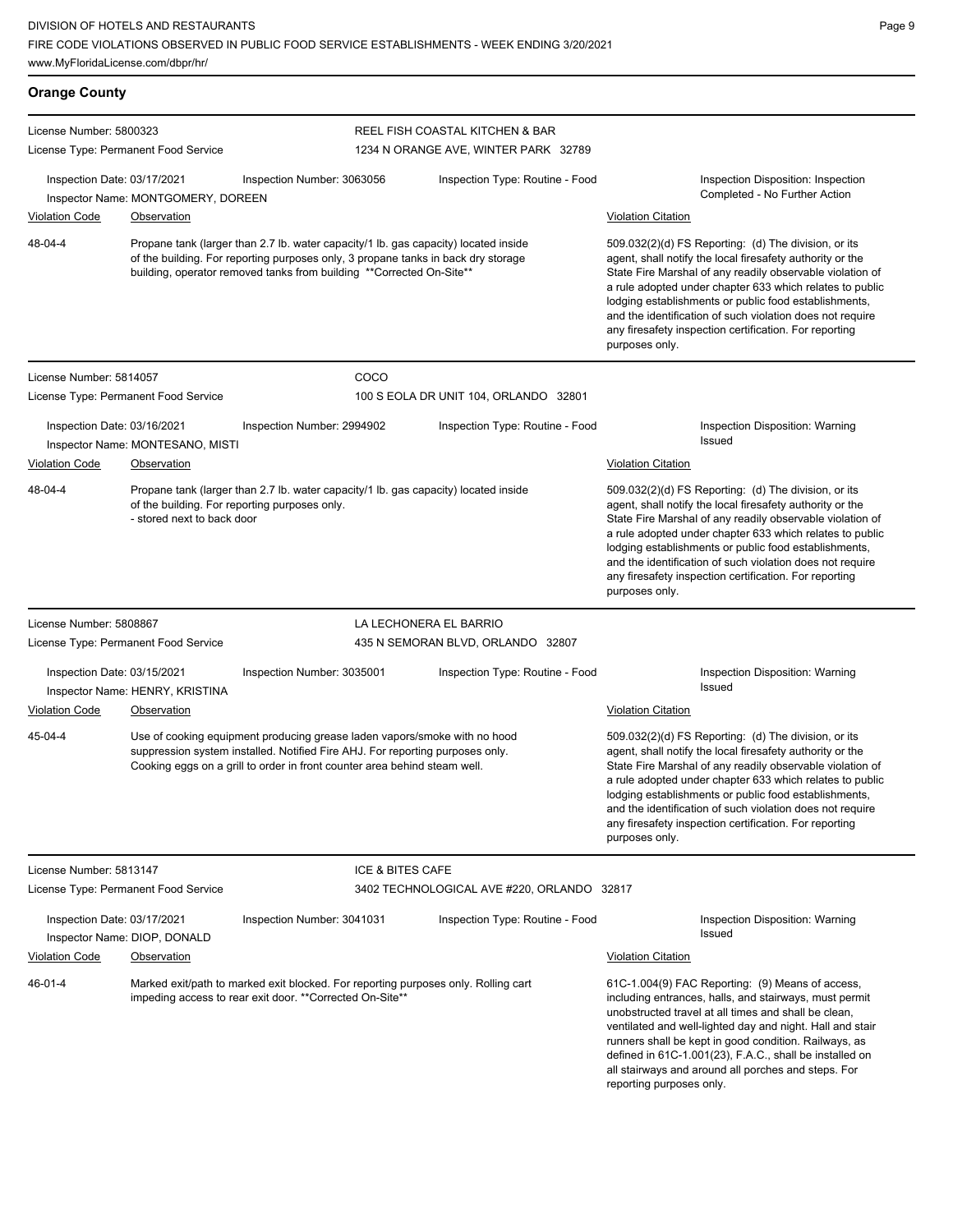## Orange County

**License Number:** 5800323
**License Type:** Permanent Food Service

**REEL FISH COASTAL KITCHEN & BAR**
1234 N ORANGE AVE, WINTER PARK 32789

Inspection Date: 03/17/2021
Inspector Name: MONTGOMERY, DOREEN
Inspection Number: 3063056
Inspection Type: Routine - Food
Inspection Disposition: Inspection Completed - No Further Action

| Violation Code | Observation | Violation Citation |
| --- | --- | --- |
| 48-04-4 | Propane tank (larger than 2.7 lb. water capacity/1 lb. gas capacity) located inside of the building. For reporting purposes only, 3 propane tanks in back dry storage building, operator removed tanks from building **Corrected On-Site** | 509.032(2)(d) FS Reporting: (d) The division, or its agent, shall notify the local firesafety authority or the State Fire Marshal of any readily observable violation of a rule adopted under chapter 633 which relates to public lodging establishments or public food establishments, and the identification of such violation does not require any firesafety inspection certification. For reporting purposes only. |

---

**License Number:** 5814057
**License Type:** Permanent Food Service

**COCO**
100 S EOLA DR UNIT 104, ORLANDO 32801

Inspection Date: 03/16/2021
Inspector Name: MONTESANO, MISTI
Inspection Number: 2994902
Inspection Type: Routine - Food
Inspection Disposition: Warning Issued

| Violation Code | Observation | Violation Citation |
| --- | --- | --- |
| 48-04-4 | Propane tank (larger than 2.7 lb. water capacity/1 lb. gas capacity) located inside of the building. For reporting purposes only. - stored next to back door | 509.032(2)(d) FS Reporting: (d) The division, or its agent, shall notify the local firesafety authority or the State Fire Marshal of any readily observable violation of a rule adopted under chapter 633 which relates to public lodging establishments or public food establishments, and the identification of such violation does not require any firesafety inspection certification. For reporting purposes only. |

---

**License Number:** 5808867
**License Type:** Permanent Food Service

**LA LECHONERA EL BARRIO**
435 N SEMORAN BLVD, ORLANDO 32807

Inspection Date: 03/15/2021
Inspector Name: HENRY, KRISTINA
Inspection Number: 3035001
Inspection Type: Routine - Food
Inspection Disposition: Warning Issued

| Violation Code | Observation | Violation Citation |
| --- | --- | --- |
| 45-04-4 | Use of cooking equipment producing grease laden vapors/smoke with no hood suppression system installed. Notified Fire AHJ. For reporting purposes only. Cooking eggs on a grill to order in front counter area behind steam well. | 509.032(2)(d) FS Reporting: (d) The division, or its agent, shall notify the local firesafety authority or the State Fire Marshal of any readily observable violation of a rule adopted under chapter 633 which relates to public lodging establishments or public food establishments, and the identification of such violation does not require any firesafety inspection certification. For reporting purposes only. |

---

**License Number:** 5813147
**License Type:** Permanent Food Service

**ICE & BITES CAFE**
3402 TECHNOLOGICAL AVE #220, ORLANDO 32817

Inspection Date: 03/17/2021
Inspector Name: DIOP, DONALD
Inspection Number: 3041031
Inspection Type: Routine - Food
Inspection Disposition: Warning Issued

| Violation Code | Observation | Violation Citation |
| --- | --- | --- |
| 46-01-4 | Marked exit/path to marked exit blocked. For reporting purposes only. Rolling cart impeding access to rear exit door. **Corrected On-Site** | 61C-1.004(9) FAC Reporting: (9) Means of access, including entrances, halls, and stairways, must permit unobstructed travel at all times and shall be clean, ventilated and well-lighted day and night. Hall and stair runners shall be kept in good condition. Railways, as defined in 61C-1.001(23), F.A.C., shall be installed on all stairways and around all porches and steps. For reporting purposes only. |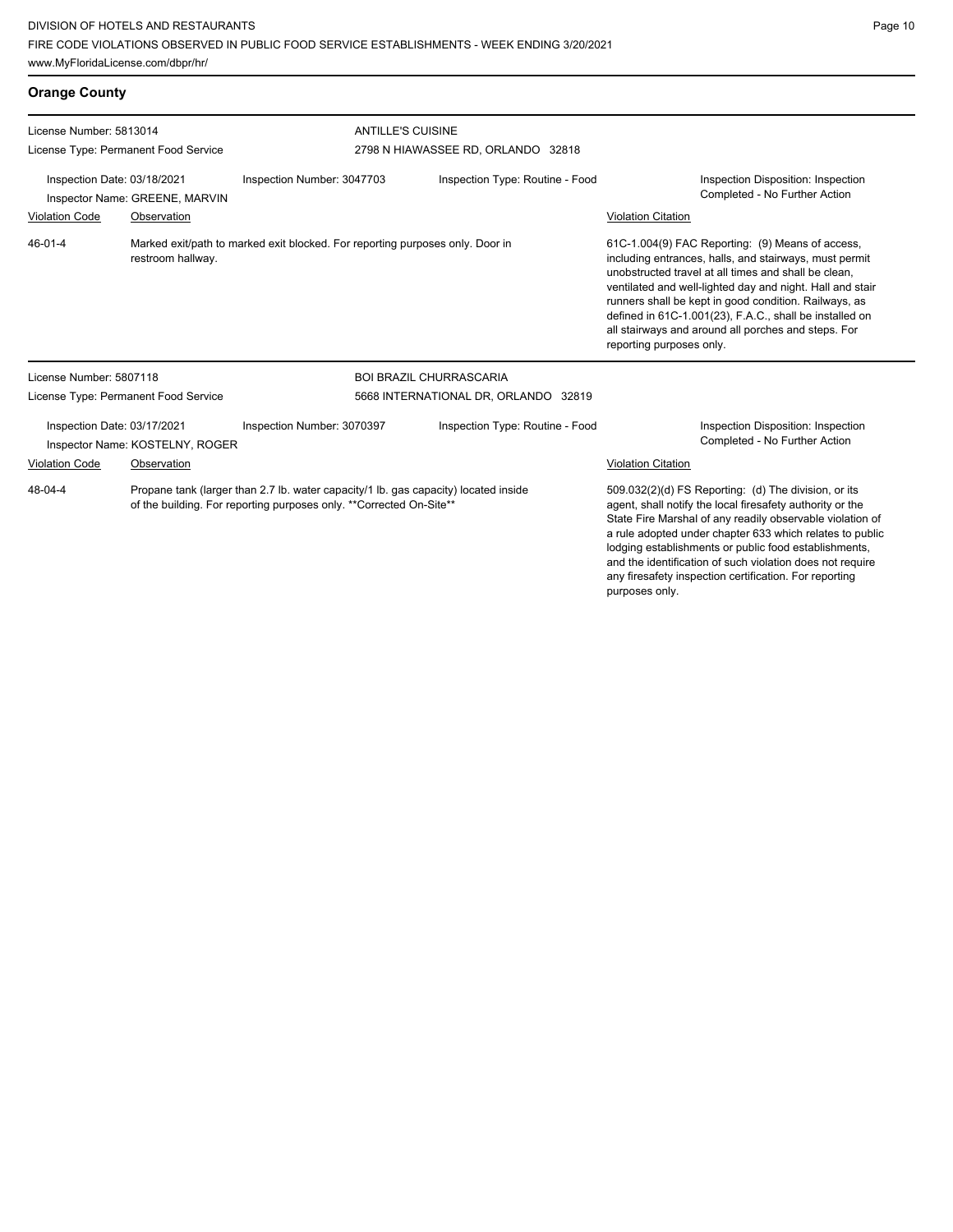## Orange County

**License Number:** 5813014
**License Type:** Permanent Food Service

**ANTILLE'S CUISINE**
2798 N HIAWASSEE RD, ORLANDO 32818

**Inspection Date:** 03/18/2021
**Inspection Number:** 3047703
**Inspection Type:** Routine - Food
**Inspector Name:** GREENE, MARVIN
**Inspection Disposition:** Inspection Completed - No Further Action

| Violation Code | Observation | Violation Citation |
|---|---|---|
| 46-01-4 | Marked exit/path to marked exit blocked. For reporting purposes only. Door in restroom hallway. | 61C-1.004(9) FAC Reporting: (9) Means of access, including entrances, halls, and stairways, must permit unobstructed travel at all times and shall be clean, ventilated and well-lighted day and night. Hall and stair runners shall be kept in good condition. Railways, as defined in 61C-1.001(23), F.A.C., shall be installed on all stairways and around all porches and steps. For reporting purposes only. |

---

**License Number:** 5807118
**License Type:** Permanent Food Service

**BOI BRAZIL CHURRASCARIA**
5668 INTERNATIONAL DR, ORLANDO 32819

**Inspection Date:** 03/17/2021
**Inspection Number:** 3070397
**Inspection Type:** Routine - Food
**Inspector Name:** KOSTELNY, ROGER
**Inspection Disposition:** Inspection Completed - No Further Action

| Violation Code | Observation | Violation Citation |
|---|---|---|
| 48-04-4 | Propane tank (larger than 2.7 lb. water capacity/1 lb. gas capacity) located inside of the building. For reporting purposes only. **Corrected On-Site** | 509.032(2)(d) FS Reporting: (d) The division, or its agent, shall notify the local firesafety authority or the State Fire Marshal of any readily observable violation of a rule adopted under chapter 633 which relates to public lodging establishments or public food establishments, and the identification of such violation does not require any firesafety inspection certification. For reporting purposes only. |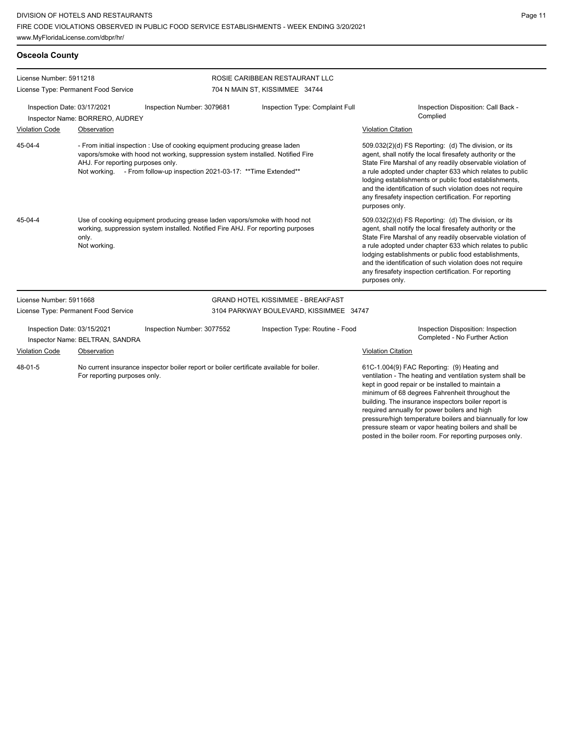## Osceola County

**License Number:** 5911218
**License Type:** Permanent Food Service

**ROSIE CARIBBEAN RESTAURANT LLC**
704 N MAIN ST, KISSIMMEE 34744

**Inspection Date:** 03/17/2021
**Inspection Number:** 3079681
**Inspection Type:** Complaint Full
**Inspection Disposition:** Call Back - Complied
**Inspector Name:** BORRERO, AUDREY

| Violation Code | Observation | Violation Citation |
| --- | --- | --- |
| 45-04-4 | - From initial inspection : Use of cooking equipment producing grease laden vapors/smoke with hood not working, suppression system installed. Notified Fire AHJ. For reporting purposes only. Not working. - From follow-up inspection 2021-03-17: **Time Extended** | 509.032(2)(d) FS Reporting: (d) The division, or its agent, shall notify the local firesafety authority or the State Fire Marshal of any readily observable violation of a rule adopted under chapter 633 which relates to public lodging establishments or public food establishments, and the identification of such violation does not require any firesafety inspection certification. For reporting purposes only. |
| 45-04-4 | Use of cooking equipment producing grease laden vapors/smoke with hood not working, suppression system installed. Notified Fire AHJ. For reporting purposes only. Not working. | 509.032(2)(d) FS Reporting: (d) The division, or its agent, shall notify the local firesafety authority or the State Fire Marshal of any readily observable violation of a rule adopted under chapter 633 which relates to public lodging establishments or public food establishments, and the identification of such violation does not require any firesafety inspection certification. For reporting purposes only. |

**License Number:** 5911668
**License Type:** Permanent Food Service

**GRAND HOTEL KISSIMMEE - BREAKFAST**
3104 PARKWAY BOULEVARD, KISSIMMEE 34747

**Inspection Date:** 03/15/2021
**Inspection Number:** 3077552
**Inspection Type:** Routine - Food
**Inspection Disposition:** Inspection Completed - No Further Action
**Inspector Name:** BELTRAN, SANDRA

| Violation Code | Observation | Violation Citation |
| --- | --- | --- |
| 48-01-5 | No current insurance inspector boiler report or boiler certificate available for boiler. For reporting purposes only. | 61C-1.004(9) FAC Reporting: (9) Heating and ventilation - The heating and ventilation system shall be kept in good repair or be installed to maintain a minimum of 68 degrees Fahrenheit throughout the building. The insurance inspectors boiler report is required annually for power boilers and high pressure/high temperature boilers and biannually for low pressure steam or vapor heating boilers and shall be posted in the boiler room. For reporting purposes only. |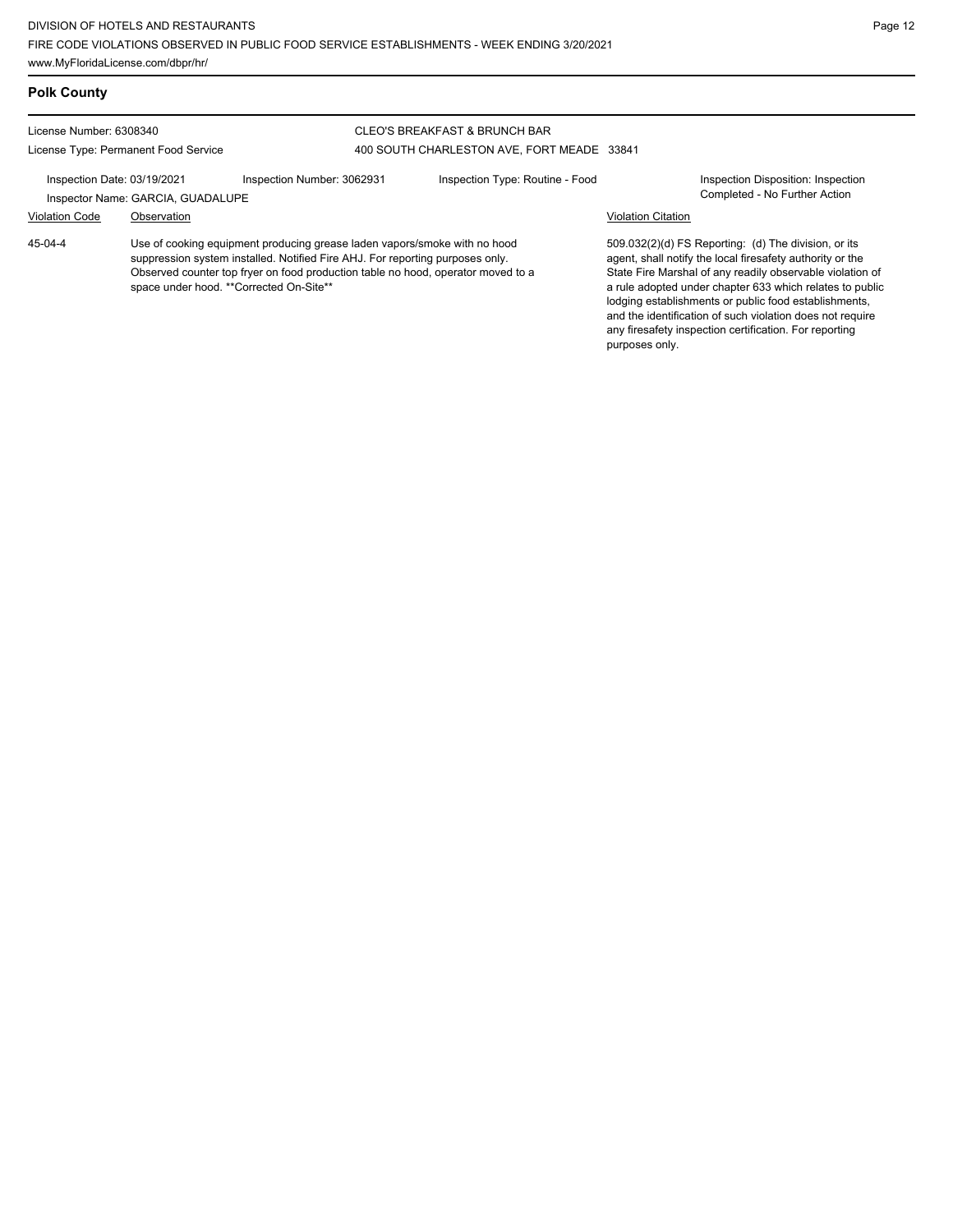## Polk County

License Number: 6308340
License Type: Permanent Food Service

CLEO'S BREAKFAST & BRUNCH BAR
400 SOUTH CHARLESTON AVE, FORT MEADE 33841

Inspection Date: 03/19/2021
Inspection Number: 3062931
Inspection Type: Routine - Food
Inspection Disposition: Inspection Completed - No Further Action
Inspector Name: GARCIA, GUADALUPE

| Violation Code | Observation | Violation Citation |
|---|---|---|
| 45-04-4 | Use of cooking equipment producing grease laden vapors/smoke with no hood suppression system installed. Notified Fire AHJ. For reporting purposes only. Observed counter top fryer on food production table no hood, operator moved to a space under hood. **Corrected On-Site** | 509.032(2)(d) FS Reporting: (d) The division, or its agent, shall notify the local firesafety authority or the State Fire Marshal of any readily observable violation of a rule adopted under chapter 633 which relates to public lodging establishments or public food establishments, and the identification of such violation does not require any firesafety inspection certification. For reporting purposes only. |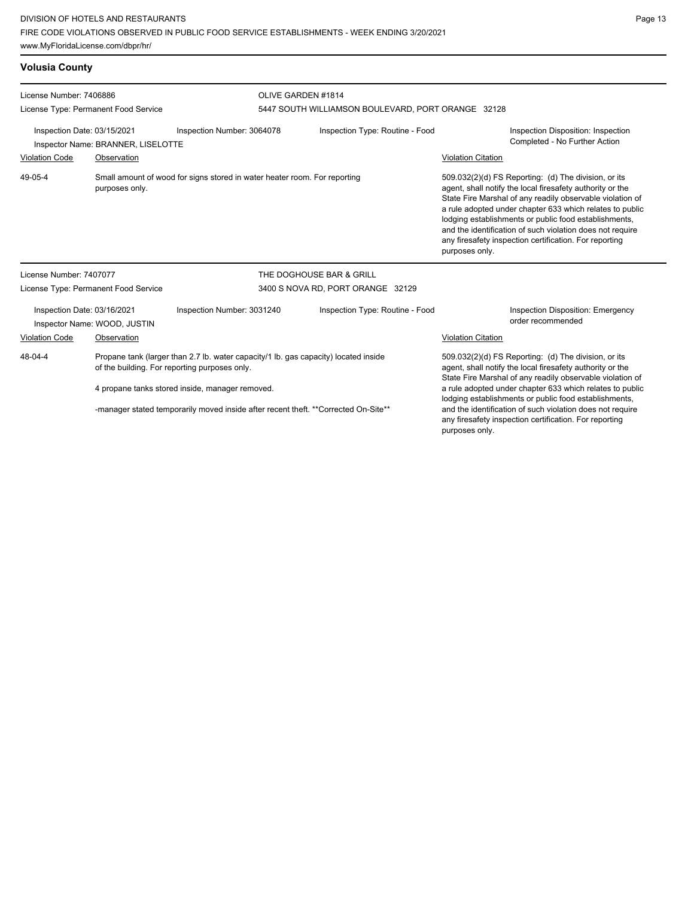## Volusia County

License Number: 7406886
License Type: Permanent Food Service

OLIVE GARDEN #1814
5447 SOUTH WILLIAMSON BOULEVARD, PORT ORANGE 32128

Inspection Date: 03/15/2021
Inspector Name: BRANNER, LISELOTTE
Inspection Number: 3064078
Inspection Type: Routine - Food
Inspection Disposition: Inspection Completed - No Further Action

| Violation Code | Observation | Violation Citation |
| --- | --- | --- |
| 49-05-4 | Small amount of wood for signs stored in water heater room. For reporting purposes only. | 509.032(2)(d) FS Reporting: (d) The division, or its agent, shall notify the local firesafety authority or the State Fire Marshal of any readily observable violation of a rule adopted under chapter 633 which relates to public lodging establishments or public food establishments, and the identification of such violation does not require any firesafety inspection certification. For reporting purposes only. |

License Number: 7407077
License Type: Permanent Food Service

THE DOGHOUSE BAR & GRILL
3400 S NOVA RD, PORT ORANGE 32129

Inspection Date: 03/16/2021
Inspector Name: WOOD, JUSTIN
Inspection Number: 3031240
Inspection Type: Routine - Food
Inspection Disposition: Emergency order recommended

| Violation Code | Observation | Violation Citation |
| --- | --- | --- |
| 48-04-4 | Propane tank (larger than 2.7 lb. water capacity/1 lb. gas capacity) located inside of the building. For reporting purposes only.<br><br>4 propane tanks stored inside, manager removed.<br><br>-manager stated temporarily moved inside after recent theft. **Corrected On-Site** | 509.032(2)(d) FS Reporting: (d) The division, or its agent, shall notify the local firesafety authority or the State Fire Marshal of any readily observable violation of a rule adopted under chapter 633 which relates to public lodging establishments or public food establishments, and the identification of such violation does not require any firesafety inspection certification. For reporting purposes only. |